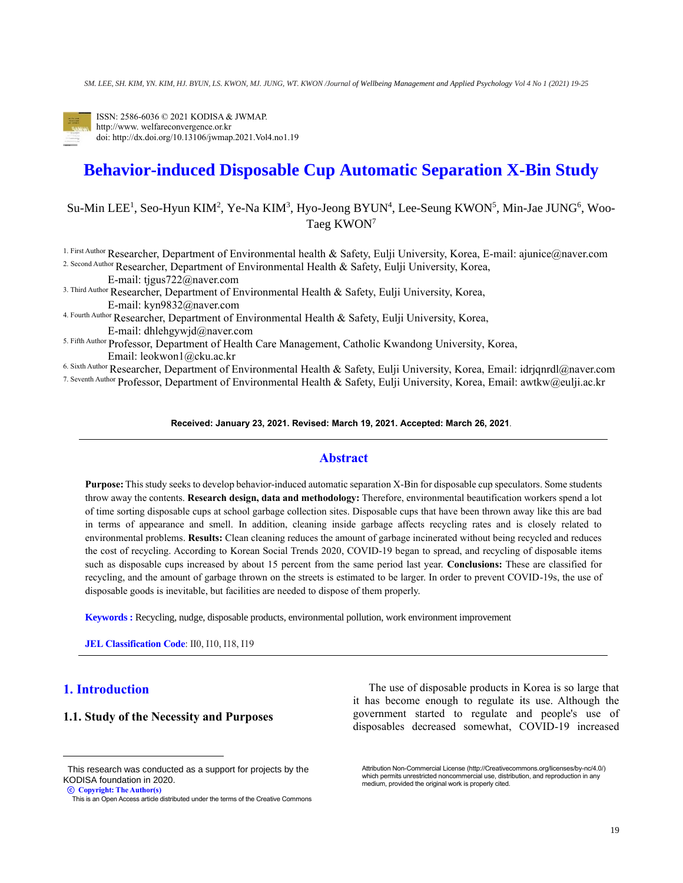ISSN: 2586-6036 © 2021 KODISA & JWMAP.
http://www. welfareconvergence.or.kr
doi: http://dx.doi.org/10.13106/jwmap.2021.Vol4.no1.19

# Behavior-induced Disposable Cup Automatic Separation X-Bin Study

Su-Min LEE[1], Seo-Hyun KIM[2], Ye-Na KIM[3], Hyo-Jeong BYUN[4], Lee-Seung KWON[5], Min-Jae JUNG[6], Woo-Taeg KWON[7]

1. First Author Researcher, Department of Environmental health & Safety, Eulji University, Korea, E-mail: ajunice@naver.com
2. Second Author Researcher, Department of Environmental Health & Safety, Eulji University, Korea, E-mail: tjgus722@naver.com
3. Third Author Researcher, Department of Environmental Health & Safety, Eulji University, Korea, E-mail: kyn9832@naver.com
4. Fourth Author Researcher, Department of Environmental Health & Safety, Eulji University, Korea, E-mail: dhlehgywjd@naver.com
5. Fifth Author Professor, Department of Health Care Management, Catholic Kwandong University, Korea, Email: leokwon1@cku.ac.kr
6. Sixth Author Researcher, Department of Environmental Health & Safety, Eulji University, Korea, Email: idrjqnrdl@naver.com
7. Seventh Author Professor, Department of Environmental Health & Safety, Eulji University, Korea, Email: awtkw@eulji.ac.kr

**Received: January 23, 2021. Revised: March 19, 2021. Accepted: March 26, 2021.**

## Abstract

**Purpose:** This study seeks to develop behavior-induced automatic separation X-Bin for disposable cup speculators. Some students throw away the contents. **Research design, data and methodology:** Therefore, environmental beautification workers spend a lot of time sorting disposable cups at school garbage collection sites. Disposable cups that have been thrown away like this are bad in terms of appearance and smell. In addition, cleaning inside garbage affects recycling rates and is closely related to environmental problems. **Results:** Clean cleaning reduces the amount of garbage incinerated without being recycled and reduces the cost of recycling. According to Korean Social Trends 2020, COVID-19 began to spread, and recycling of disposable items such as disposable cups increased by about 15 percent from the same period last year. **Conclusions:** These are classified for recycling, and the amount of garbage thrown on the streets is estimated to be larger. In order to prevent COVID-19s, the use of disposable goods is inevitable, but facilities are needed to dispose of them properly.

**Keywords :** Recycling, nudge, disposable products, environmental pollution, work environment improvement

**JEL Classification Code**: II0, I10, I18, I19

## 1. Introduction

### 1.1. Study of the Necessity and Purposes

The use of disposable products in Korea is so large that it has become enough to regulate its use. Although the government started to regulate and people's use of disposables decreased somewhat, COVID-19 increased

This research was conducted as a support for projects by the KODISA foundation in 2020.

© Copyright: The Author(s)

This is an Open Access article distributed under the terms of the Creative Commons Attribution Non-Commercial License (http://Creativecommons.org/licenses/by-nc/4.0/) which permits unrestricted noncommercial use, distribution, and reproduction in any medium, provided the original work is properly cited.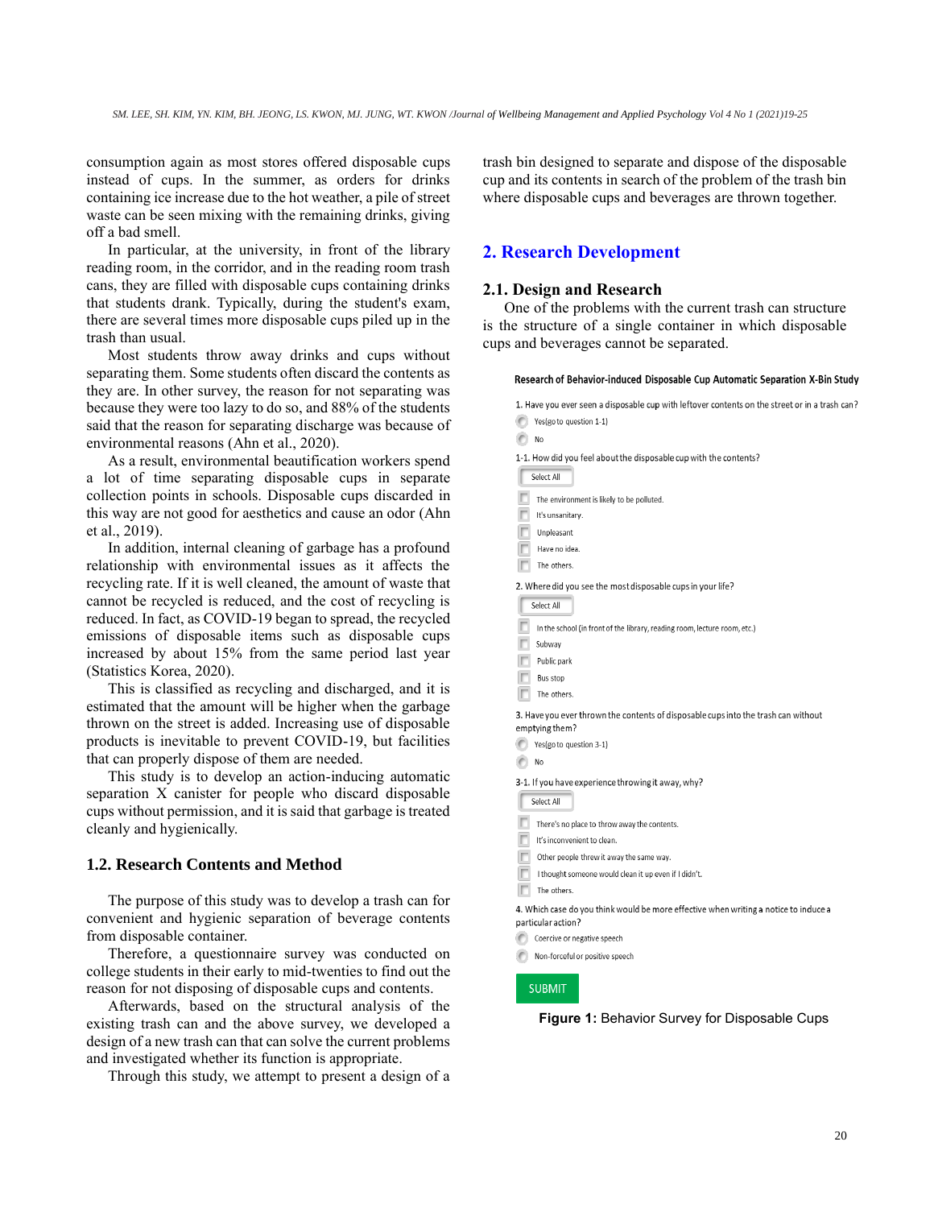consumption again as most stores offered disposable cups instead of cups. In the summer, as orders for drinks containing ice increase due to the hot weather, a pile of street waste can be seen mixing with the remaining drinks, giving off a bad smell.

In particular, at the university, in front of the library reading room, in the corridor, and in the reading room trash cans, they are filled with disposable cups containing drinks that students drank. Typically, during the student's exam, there are several times more disposable cups piled up in the trash than usual.

Most students throw away drinks and cups without separating them. Some students often discard the contents as they are. In other survey, the reason for not separating was because they were too lazy to do so, and 88% of the students said that the reason for separating discharge was because of environmental reasons (Ahn et al., 2020).

As a result, environmental beautification workers spend a lot of time separating disposable cups in separate collection points in schools. Disposable cups discarded in this way are not good for aesthetics and cause an odor (Ahn et al., 2019).

In addition, internal cleaning of garbage has a profound relationship with environmental issues as it affects the recycling rate. If it is well cleaned, the amount of waste that cannot be recycled is reduced, and the cost of recycling is reduced. In fact, as COVID-19 began to spread, the recycled emissions of disposable items such as disposable cups increased by about 15% from the same period last year (Statistics Korea, 2020).

This is classified as recycling and discharged, and it is estimated that the amount will be higher when the garbage thrown on the street is added. Increasing use of disposable products is inevitable to prevent COVID-19, but facilities that can properly dispose of them are needed.

This study is to develop an action-inducing automatic separation X canister for people who discard disposable cups without permission, and it is said that garbage is treated cleanly and hygienically.

### 1.2. Research Contents and Method

The purpose of this study was to develop a trash can for convenient and hygienic separation of beverage contents from disposable container.

Therefore, a questionnaire survey was conducted on college students in their early to mid-twenties to find out the reason for not disposing of disposable cups and contents.

Afterwards, based on the structural analysis of the existing trash can and the above survey, we developed a design of a new trash can that can solve the current problems and investigated whether its function is appropriate.

Through this study, we attempt to present a design of a trash bin designed to separate and dispose of the disposable cup and its contents in search of the problem of the trash bin where disposable cups and beverages are thrown together.

## 2. Research Development

### 2.1. Design and Research

One of the problems with the current trash can structure is the structure of a single container in which disposable cups and beverages cannot be separated.

**Research of Behavior-induced Disposable Cup Automatic Separation X-Bin Study**

1. Have you ever seen a disposable cup with leftover contents on the street or in a trash can?
- Yes(go to question 1-1)
- No

1-1. How did you feel about the disposable cup with the contents?
- Select All
- The environment is likely to be polluted.
- It's unsanitary.
- Unpleasant
- Have no idea.
- The others.

2. Where did you see the most disposable cups in your life?
- Select All
- In the school (in front of the library, reading room, lecture room, etc.)
- Subway
- Public park
- Bus stop
- The others.

3. Have you ever thrown the contents of disposable cups into the trash can without emptying them?
- Yes(go to question 3-1)
- No

3-1. If you have experience throwing it away, why?
- Select All
- There's no place to throw away the contents.
- It's inconvenient to clean.
- Other people threw it away the same way.
- I thought someone would clean it up even if I didn't.
- The others.

4. Which case do you think would be more effective when writing a notice to induce a particular action?
- Coercive or negative speech
- Non-forceful or positive speech

SUBMIT

**Figure 1:** Behavior Survey for Disposable Cups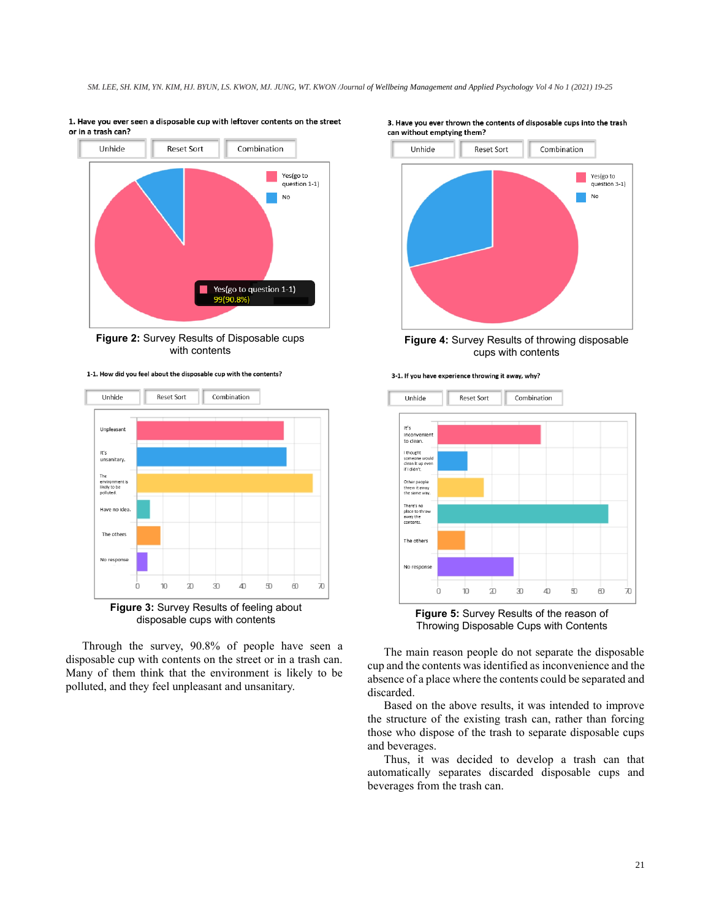1. Have you ever seen a disposable cup with leftover contents on the street or in a trash can?

Yes(go to question 1-1) 99(90.8%)

**Figure 2:** Survey Results of Disposable cups with contents

1-1. How did you feel about the disposable cup with the contents?

**Figure 3:** Survey Results of feeling about disposable cups with contents

Through the survey, 90.8% of people have seen a disposable cup with contents on the street or in a trash can. Many of them think that the environment is likely to be polluted, and they feel unpleasant and unsanitary.

3. Have you ever thrown the contents of disposable cups into the trash can without emptying them?

**Figure 4:** Survey Results of throwing disposable cups with contents

3-1. If you have experience throwing it away, why?

**Figure 5:** Survey Results of the reason of Throwing Disposable Cups with Contents

The main reason people do not separate the disposable cup and the contents was identified as inconvenience and the absence of a place where the contents could be separated and discarded.

Based on the above results, it was intended to improve the structure of the existing trash can, rather than forcing those who dispose of the trash to separate disposable cups and beverages.

Thus, it was decided to develop a trash can that automatically separates discarded disposable cups and beverages from the trash can.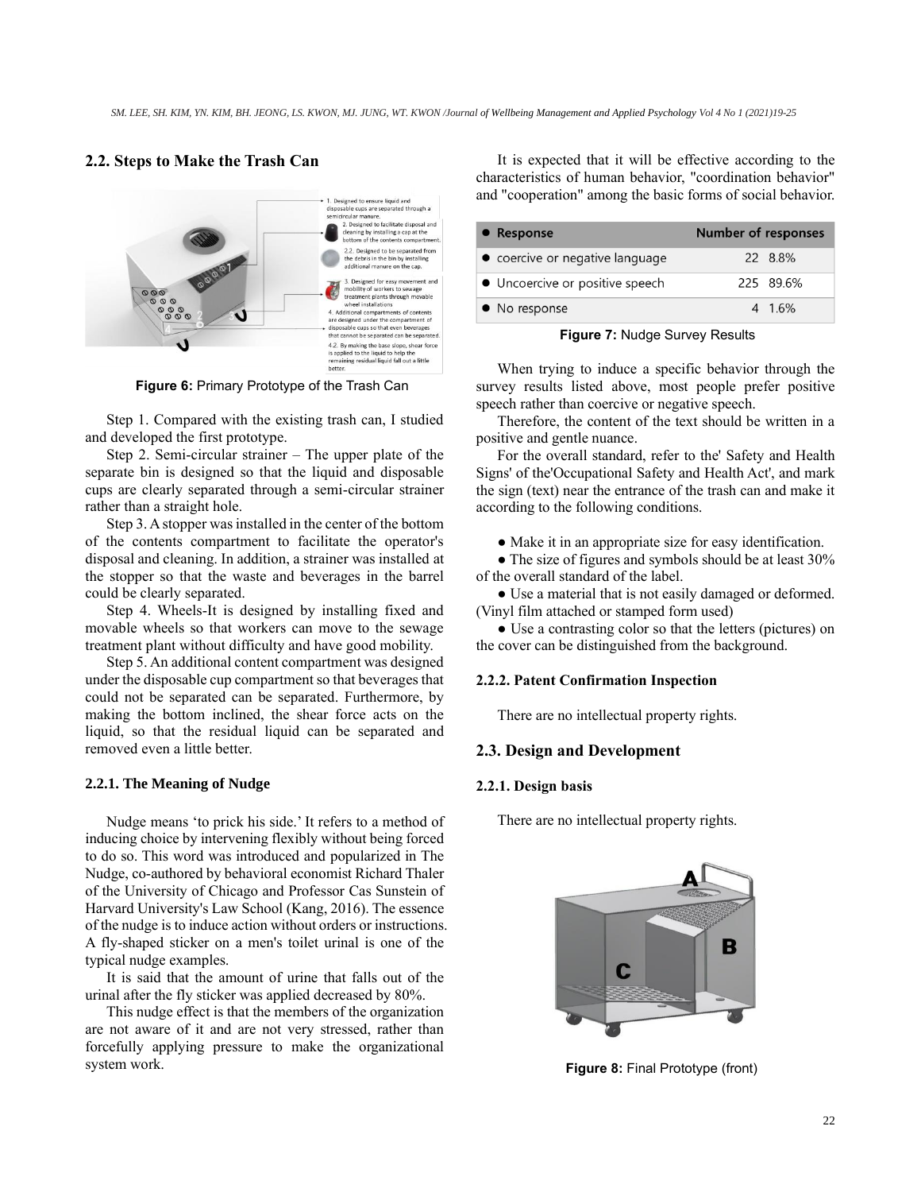## 2.2. Steps to Make the Trash Can

**Figure 6:** Primary Prototype of the Trash Can

Step 1. Compared with the existing trash can, I studied and developed the first prototype.

Step 2. Semi-circular strainer – The upper plate of the separate bin is designed so that the liquid and disposable cups are clearly separated through a semi-circular strainer rather than a straight hole.

Step 3. A stopper was installed in the center of the bottom of the contents compartment to facilitate the operator's disposal and cleaning. In addition, a strainer was installed at the stopper so that the waste and beverages in the barrel could be clearly separated.

Step 4. Wheels-It is designed by installing fixed and movable wheels so that workers can move to the sewage treatment plant without difficulty and have good mobility.

Step 5. An additional content compartment was designed under the disposable cup compartment so that beverages that could not be separated can be separated. Furthermore, by making the bottom inclined, the shear force acts on the liquid, so that the residual liquid can be separated and removed even a little better.

### 2.2.1. The Meaning of Nudge

Nudge means 'to prick his side.' It refers to a method of inducing choice by intervening flexibly without being forced to do so. This word was introduced and popularized in The Nudge, co-authored by behavioral economist Richard Thaler of the University of Chicago and Professor Cas Sunstein of Harvard University's Law School (Kang, 2016). The essence of the nudge is to induce action without orders or instructions. A fly-shaped sticker on a men's toilet urinal is one of the typical nudge examples.

It is said that the amount of urine that falls out of the urinal after the fly sticker was applied decreased by 80%.

This nudge effect is that the members of the organization are not aware of it and are not very stressed, rather than forcefully applying pressure to make the organizational system work.

It is expected that it will be effective according to the characteristics of human behavior, "coordination behavior" and "cooperation" among the basic forms of social behavior.

| ● Response | Number of responses | |
|---|---|---|
| ● coercive or negative language | 22 | 8.8% |
| ● Uncoercive or positive speech | 225 | 89.6% |
| ● No response | 4 | 1.6% |

**Figure 7:** Nudge Survey Results

When trying to induce a specific behavior through the survey results listed above, most people prefer positive speech rather than coercive or negative speech.

Therefore, the content of the text should be written in a positive and gentle nuance.

For the overall standard, refer to the' Safety and Health Signs' of the'Occupational Safety and Health Act', and mark the sign (text) near the entrance of the trash can and make it according to the following conditions.

● Make it in an appropriate size for easy identification.

● The size of figures and symbols should be at least 30% of the overall standard of the label.

● Use a material that is not easily damaged or deformed. (Vinyl film attached or stamped form used)

● Use a contrasting color so that the letters (pictures) on the cover can be distinguished from the background.

### 2.2.2. Patent Confirmation Inspection

There are no intellectual property rights.

## 2.3. Design and Development

### 2.2.1. Design basis

There are no intellectual property rights.

**Figure 8:** Final Prototype (front)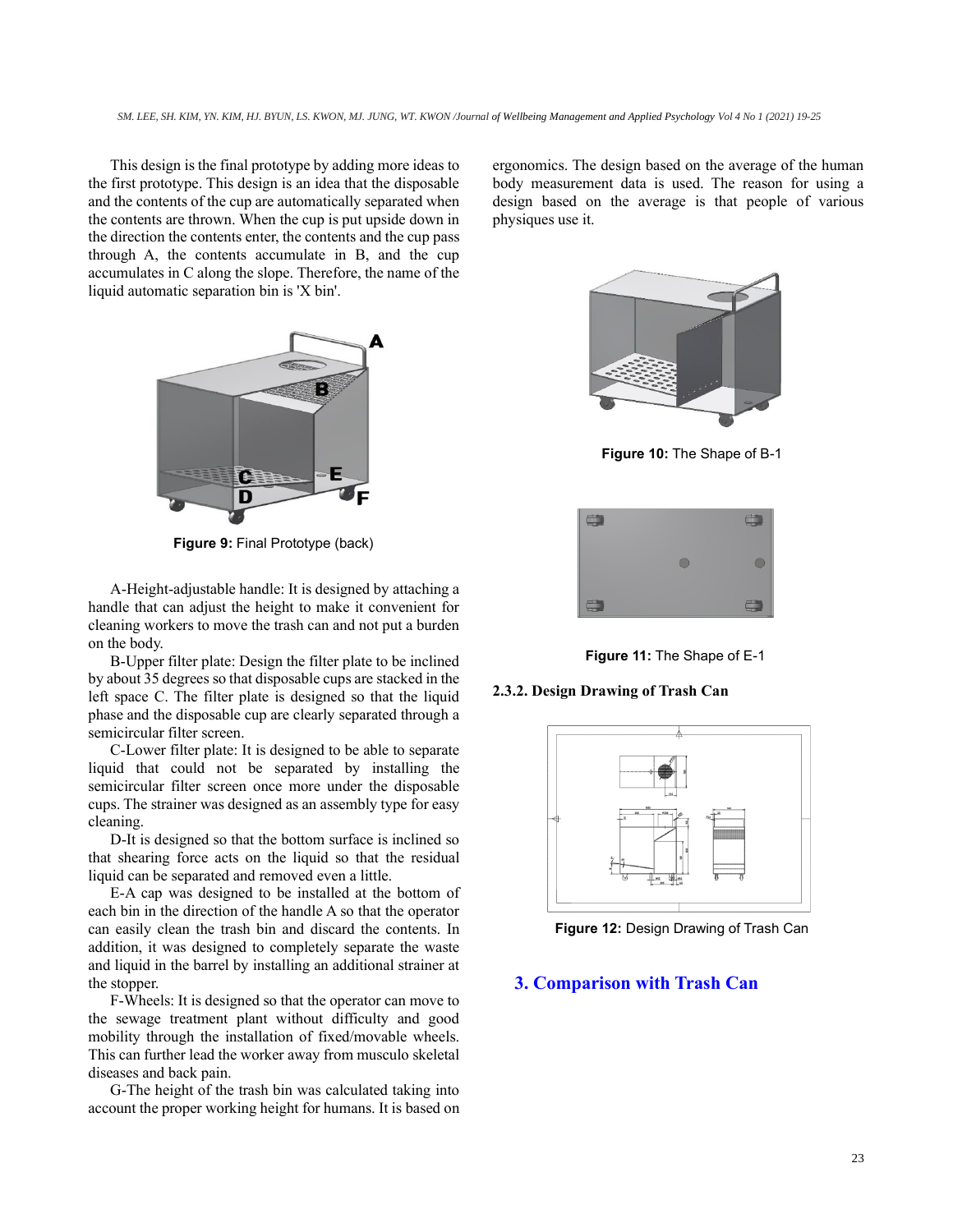This design is the final prototype by adding more ideas to the first prototype. This design is an idea that the disposable and the contents of the cup are automatically separated when the contents are thrown. When the cup is put upside down in the direction the contents enter, the contents and the cup pass through A, the contents accumulate in B, and the cup accumulates in C along the slope. Therefore, the name of the liquid automatic separation bin is 'X bin'.

**Figure 9:** Final Prototype (back)

A-Height-adjustable handle: It is designed by attaching a handle that can adjust the height to make it convenient for cleaning workers to move the trash can and not put a burden on the body.

B-Upper filter plate: Design the filter plate to be inclined by about 35 degrees so that disposable cups are stacked in the left space C. The filter plate is designed so that the liquid phase and the disposable cup are clearly separated through a semicircular filter screen.

C-Lower filter plate: It is designed to be able to separate liquid that could not be separated by installing the semicircular filter screen once more under the disposable cups. The strainer was designed as an assembly type for easy cleaning.

D-It is designed so that the bottom surface is inclined so that shearing force acts on the liquid so that the residual liquid can be separated and removed even a little.

E-A cap was designed to be installed at the bottom of each bin in the direction of the handle A so that the operator can easily clean the trash bin and discard the contents. In addition, it was designed to completely separate the waste and liquid in the barrel by installing an additional strainer at the stopper.

F-Wheels: It is designed so that the operator can move to the sewage treatment plant without difficulty and good mobility through the installation of fixed/movable wheels. This can further lead the worker away from musculo skeletal diseases and back pain.

G-The height of the trash bin was calculated taking into account the proper working height for humans. It is based on ergonomics. The design based on the average of the human body measurement data is used. The reason for using a design based on the average is that people of various physiques use it.

**Figure 10:** The Shape of B-1

**Figure 11:** The Shape of E-1

### 2.3.2. Design Drawing of Trash Can

**Figure 12:** Design Drawing of Trash Can

## 3. Comparison with Trash Can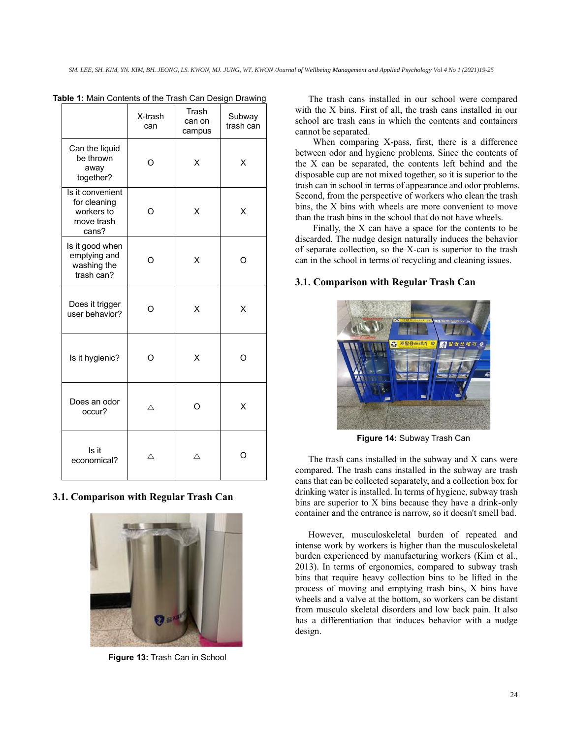**Table 1:** Main Contents of the Trash Can Design Drawing

| | X-trash can | Trash can on campus | Subway trash can |
|---|---|---|---|
| Can the liquid be thrown away together? | O | X | X |
| Is it convenient for cleaning workers to move trash cans? | O | X | X |
| Is it good when emptying and washing the trash can? | O | X | O |
| Does it trigger user behavior? | O | X | X |
| Is it hygienic? | O | X | O |
| Does an odor occur? | △ | O | X |
| Is it economical? | △ | △ | O |

## 3.1. Comparison with Regular Trash Can

**Figure 13:** Trash Can in School

The trash cans installed in our school were compared with the X bins. First of all, the trash cans installed in our school are trash cans in which the contents and containers cannot be separated.

When comparing X-pass, first, there is a difference between odor and hygiene problems. Since the contents of the X can be separated, the contents left behind and the disposable cup are not mixed together, so it is superior to the trash can in school in terms of appearance and odor problems. Second, from the perspective of workers who clean the trash bins, the X bins with wheels are more convenient to move than the trash bins in the school that do not have wheels.

Finally, the X can have a space for the contents to be discarded. The nudge design naturally induces the behavior of separate collection, so the X-can is superior to the trash can in the school in terms of recycling and cleaning issues.

## 3.1. Comparison with Regular Trash Can

**Figure 14:** Subway Trash Can

The trash cans installed in the subway and X cans were compared. The trash cans installed in the subway are trash cans that can be collected separately, and a collection box for drinking water is installed. In terms of hygiene, subway trash bins are superior to X bins because they have a drink-only container and the entrance is narrow, so it doesn't smell bad.

However, musculoskeletal burden of repeated and intense work by workers is higher than the musculoskeletal burden experienced by manufacturing workers (Kim et al., 2013). In terms of ergonomics, compared to subway trash bins that require heavy collection bins to be lifted in the process of moving and emptying trash bins, X bins have wheels and a valve at the bottom, so workers can be distant from musculo skeletal disorders and low back pain. It also has a differentiation that induces behavior with a nudge design.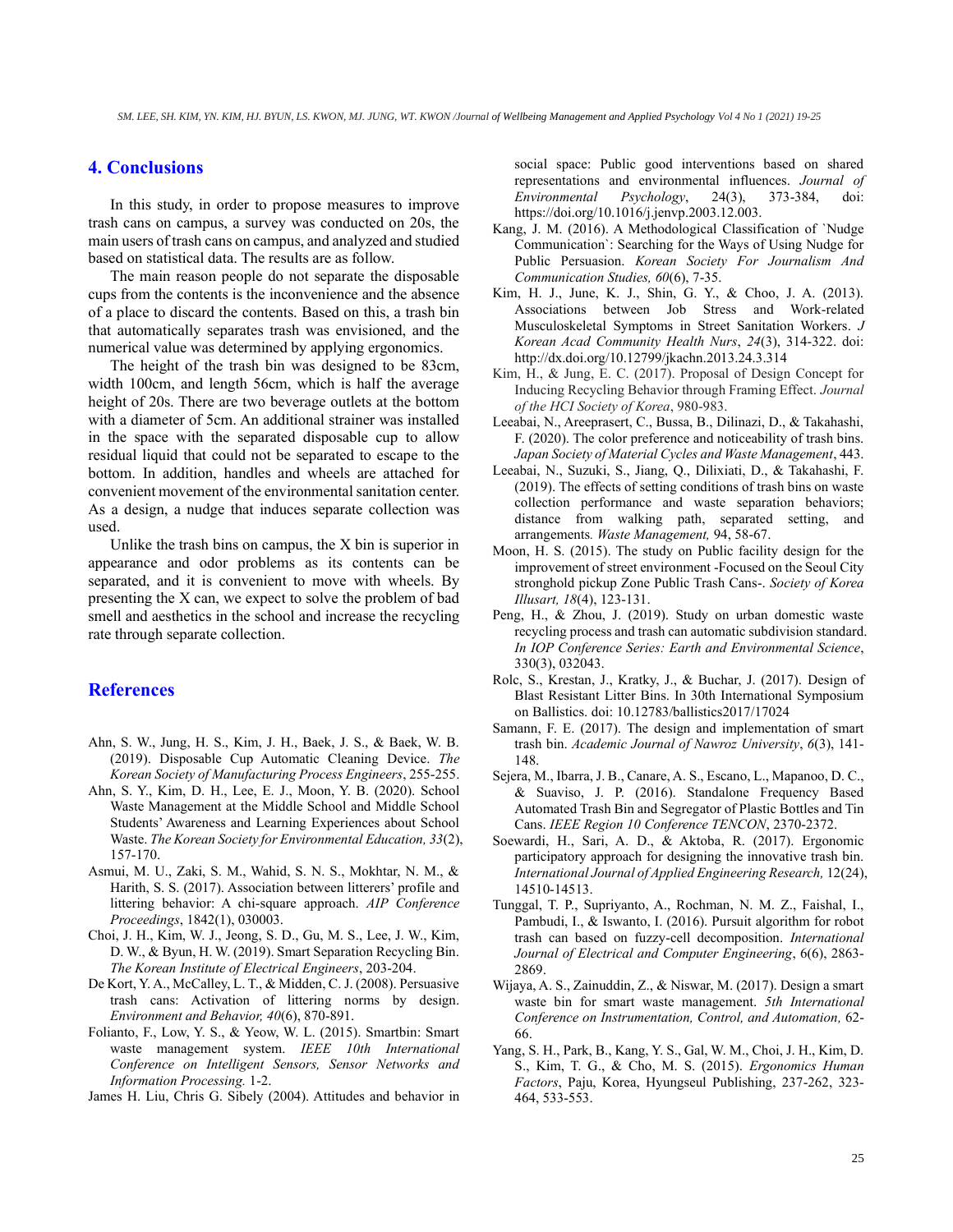## 4. Conclusions

In this study, in order to propose measures to improve trash cans on campus, a survey was conducted on 20s, the main users of trash cans on campus, and analyzed and studied based on statistical data. The results are as follow.

The main reason people do not separate the disposable cups from the contents is the inconvenience and the absence of a place to discard the contents. Based on this, a trash bin that automatically separates trash was envisioned, and the numerical value was determined by applying ergonomics.

The height of the trash bin was designed to be 83cm, width 100cm, and length 56cm, which is half the average height of 20s. There are two beverage outlets at the bottom with a diameter of 5cm. An additional strainer was installed in the space with the separated disposable cup to allow residual liquid that could not be separated to escape to the bottom. In addition, handles and wheels are attached for convenient movement of the environmental sanitation center. As a design, a nudge that induces separate collection was used.

Unlike the trash bins on campus, the X bin is superior in appearance and odor problems as its contents can be separated, and it is convenient to move with wheels. By presenting the X can, we expect to solve the problem of bad smell and aesthetics in the school and increase the recycling rate through separate collection.

## References

Ahn, S. W., Jung, H. S., Kim, J. H., Baek, J. S., & Baek, W. B. (2019). Disposable Cup Automatic Cleaning Device. *The Korean Society of Manufacturing Process Engineers*, 255-255.

Ahn, S. Y., Kim, D. H., Lee, E. J., Moon, Y. B. (2020). School Waste Management at the Middle School and Middle School Students' Awareness and Learning Experiences about School Waste. *The Korean Society for Environmental Education, 33*(2), 157-170.

Asmui, M. U., Zaki, S. M., Wahid, S. N. S., Mokhtar, N. M., & Harith, S. S. (2017). Association between litterers' profile and littering behavior: A chi-square approach. *AIP Conference Proceedings*, 1842(1), 030003.

Choi, J. H., Kim, W. J., Jeong, S. D., Gu, M. S., Lee, J. W., Kim, D. W., & Byun, H. W. (2019). Smart Separation Recycling Bin. *The Korean Institute of Electrical Engineers*, 203-204.

De Kort, Y. A., McCalley, L. T., & Midden, C. J. (2008). Persuasive trash cans: Activation of littering norms by design. *Environment and Behavior, 40*(6), 870-891.

Folianto, F., Low, Y. S., & Yeow, W. L. (2015). Smartbin: Smart waste management system. *IEEE 10th International Conference on Intelligent Sensors, Sensor Networks and Information Processing.* 1-2.

James H. Liu, Chris G. Sibely (2004). Attitudes and behavior in social space: Public good interventions based on shared representations and environmental influences. *Journal of Environmental Psychology*, 24(3), 373-384, doi: https://doi.org/10.1016/j.jenvp.2003.12.003.

Kang, J. M. (2016). A Methodological Classification of `Nudge Communication`: Searching for the Ways of Using Nudge for Public Persuasion. *Korean Society For Journalism And Communication Studies, 60*(6), 7-35.

Kim, H. J., June, K. J., Shin, G. Y., & Choo, J. A. (2013). Associations between Job Stress and Work-related Musculoskeletal Symptoms in Street Sanitation Workers. *J Korean Acad Community Health Nurs*, *24*(3), 314-322. doi: http://dx.doi.org/10.12799/jkachn.2013.24.3.314

Kim, H., & Jung, E. C. (2017). Proposal of Design Concept for Inducing Recycling Behavior through Framing Effect. *Journal of the HCI Society of Korea*, 980-983.

Leeabai, N., Areeprasert, C., Bussa, B., Dilinazi, D., & Takahashi, F. (2020). The color preference and noticeability of trash bins. *Japan Society of Material Cycles and Waste Management*, 443.

Leeabai, N., Suzuki, S., Jiang, Q., Dilixiati, D., & Takahashi, F. (2019). The effects of setting conditions of trash bins on waste collection performance and waste separation behaviors; distance from walking path, separated setting, and arrangements*. Waste Management,* 94, 58-67.

Moon, H. S. (2015). The study on Public facility design for the improvement of street environment -Focused on the Seoul City stronghold pickup Zone Public Trash Cans-. *Society of Korea Illusart, 18*(4), 123-131.

Peng, H., & Zhou, J. (2019). Study on urban domestic waste recycling process and trash can automatic subdivision standard. *In IOP Conference Series: Earth and Environmental Science*, 330(3), 032043.

Rolc, S., Krestan, J., Kratky, J., & Buchar, J. (2017). Design of Blast Resistant Litter Bins. In 30th International Symposium on Ballistics. doi: 10.12783/ballistics2017/17024

Samann, F. E. (2017). The design and implementation of smart trash bin. *Academic Journal of Nawroz University*, *6*(3), 141-148.

Sejera, M., Ibarra, J. B., Canare, A. S., Escano, L., Mapanoo, D. C., & Suaviso, J. P. (2016). Standalone Frequency Based Automated Trash Bin and Segregator of Plastic Bottles and Tin Cans. *IEEE Region 10 Conference TENCON*, 2370-2372.

Soewardi, H., Sari, A. D., & Aktoba, R. (2017). Ergonomic participatory approach for designing the innovative trash bin. *International Journal of Applied Engineering Research,* 12(24), 14510-14513.

Tunggal, T. P., Supriyanto, A., Rochman, N. M. Z., Faishal, I., Pambudi, I., & Iswanto, I. (2016). Pursuit algorithm for robot trash can based on fuzzy-cell decomposition. *International Journal of Electrical and Computer Engineering*, 6(6), 2863-2869.

Wijaya, A. S., Zainuddin, Z., & Niswar, M. (2017). Design a smart waste bin for smart waste management. *5th International Conference on Instrumentation, Control, and Automation,* 62-66.

Yang, S. H., Park, B., Kang, Y. S., Gal, W. M., Choi, J. H., Kim, D. S., Kim, T. G., & Cho, M. S. (2015). *Ergonomics Human Factors*, Paju, Korea, Hyungseul Publishing, 237-262, 323-464, 533-553.